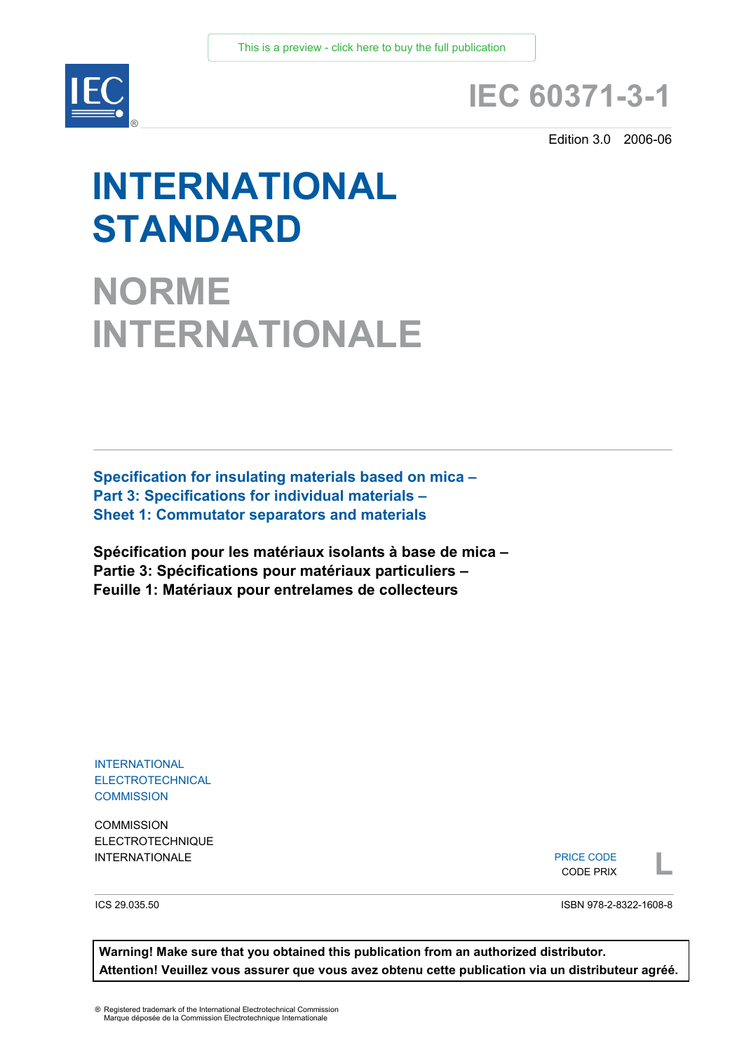This is a preview - click here to buy the full publication

# IEC 60371-3-1

Edition 3.0 2006-06

# INTERNATIONAL STANDARD

# NORME INTERNATIONALE

**Specification for insulating materials based on mica –**
**Part 3: Specifications for individual materials –**
**Sheet 1: Commutator separators and materials**

**Spécification pour les matériaux isolants à base de mica –**
**Partie 3: Spécifications pour matériaux particuliers –**
**Feuille 1: Matériaux pour entrelames de collecteurs**

INTERNATIONAL ELECTROTECHNICAL COMMISSION

COMMISSION ELECTROTECHNIQUE INTERNATIONALE

PRICE CODE
CODE PRIX
**L**

ICS 29.035.50

ISBN 978-2-8322-1608-8

**Warning! Make sure that you obtained this publication from an authorized distributor.**
**Attention! Veuillez vous assurer que vous avez obtenu cette publication via un distributeur agréé.**

® Registered trademark of the International Electrotechnical Commission
Marque déposée de la Commission Electrotechnique Internationale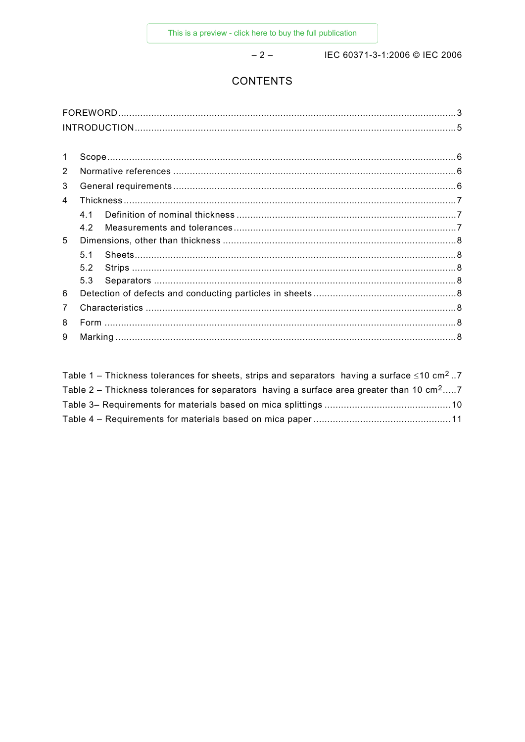# CONTENTS

FOREWORD ........................................................................................................................ 3
INTRODUCTION .................................................................................................................. 5

1 Scope ............................................................................................................................. 6
2 Normative references ...................................................................................................... 6
3 General requirements ..................................................................................................... 6
4 Thickness ....................................................................................................................... 7
   4.1 Definition of nominal thickness ............................................................................... 7
   4.2 Measurements and tolerances ................................................................................ 7
5 Dimensions, other than thickness .................................................................................... 8
   5.1 Sheets .................................................................................................................... 8
   5.2 Strips ..................................................................................................................... 8
   5.3 Separators ............................................................................................................. 8
6 Detection of defects and conducting particles in sheets .................................................... 8
7 Characteristics ................................................................................................................ 8
8 Form ............................................................................................................................... 8
9 Marking .......................................................................................................................... 8

Table 1 – Thickness tolerances for sheets, strips and separators having a surface $\leq$10 cm$^2$ .. 7
Table 2 – Thickness tolerances for separators having a surface area greater than 10 cm$^2$ ..... 7
Table 3– Requirements for materials based on mica splittings ............................................. 10
Table 4 – Requirements for materials based on mica paper ................................................. 11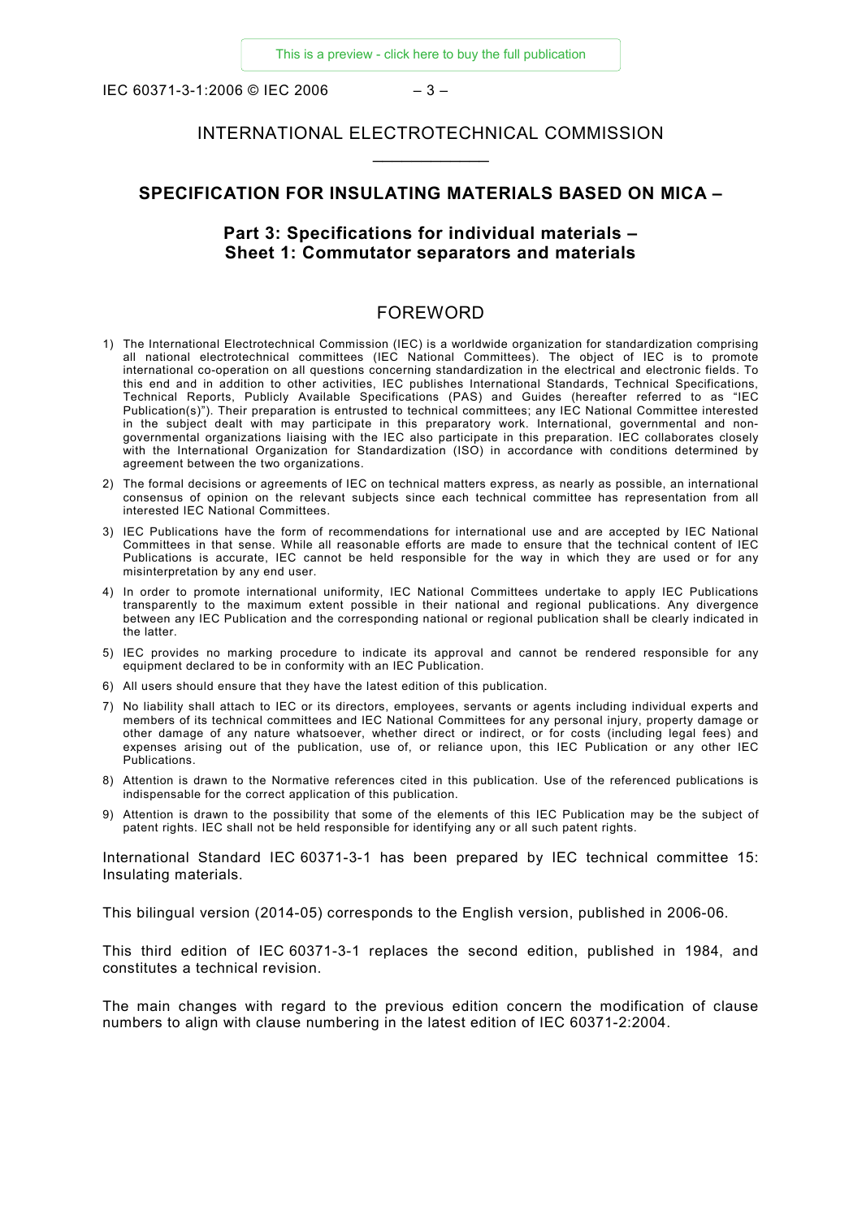# INTERNATIONAL ELECTROTECHNICAL COMMISSION

___________

## SPECIFICATION FOR INSULATING MATERIALS BASED ON MICA –

### Part 3: Specifications for individual materials – Sheet 1: Commutator separators and materials

## FOREWORD

1) The International Electrotechnical Commission (IEC) is a worldwide organization for standardization comprising all national electrotechnical committees (IEC National Committees). The object of IEC is to promote international co-operation on all questions concerning standardization in the electrical and electronic fields. To this end and in addition to other activities, IEC publishes International Standards, Technical Specifications, Technical Reports, Publicly Available Specifications (PAS) and Guides (hereafter referred to as "IEC Publication(s)"). Their preparation is entrusted to technical committees; any IEC National Committee interested in the subject dealt with may participate in this preparatory work. International, governmental and non-governmental organizations liaising with the IEC also participate in this preparation. IEC collaborates closely with the International Organization for Standardization (ISO) in accordance with conditions determined by agreement between the two organizations.
2) The formal decisions or agreements of IEC on technical matters express, as nearly as possible, an international consensus of opinion on the relevant subjects since each technical committee has representation from all interested IEC National Committees.
3) IEC Publications have the form of recommendations for international use and are accepted by IEC National Committees in that sense. While all reasonable efforts are made to ensure that the technical content of IEC Publications is accurate, IEC cannot be held responsible for the way in which they are used or for any misinterpretation by any end user.
4) In order to promote international uniformity, IEC National Committees undertake to apply IEC Publications transparently to the maximum extent possible in their national and regional publications. Any divergence between any IEC Publication and the corresponding national or regional publication shall be clearly indicated in the latter.
5) IEC provides no marking procedure to indicate its approval and cannot be rendered responsible for any equipment declared to be in conformity with an IEC Publication.
6) All users should ensure that they have the latest edition of this publication.
7) No liability shall attach to IEC or its directors, employees, servants or agents including individual experts and members of its technical committees and IEC National Committees for any personal injury, property damage or other damage of any nature whatsoever, whether direct or indirect, or for costs (including legal fees) and expenses arising out of the publication, use of, or reliance upon, this IEC Publication or any other IEC Publications.
8) Attention is drawn to the Normative references cited in this publication. Use of the referenced publications is indispensable for the correct application of this publication.
9) Attention is drawn to the possibility that some of the elements of this IEC Publication may be the subject of patent rights. IEC shall not be held responsible for identifying any or all such patent rights.

International Standard IEC 60371-3-1 has been prepared by IEC technical committee 15: Insulating materials.

This bilingual version (2014-05) corresponds to the English version, published in 2006-06.

This third edition of IEC 60371-3-1 replaces the second edition, published in 1984, and constitutes a technical revision.

The main changes with regard to the previous edition concern the modification of clause numbers to align with clause numbering in the latest edition of IEC 60371-2:2004.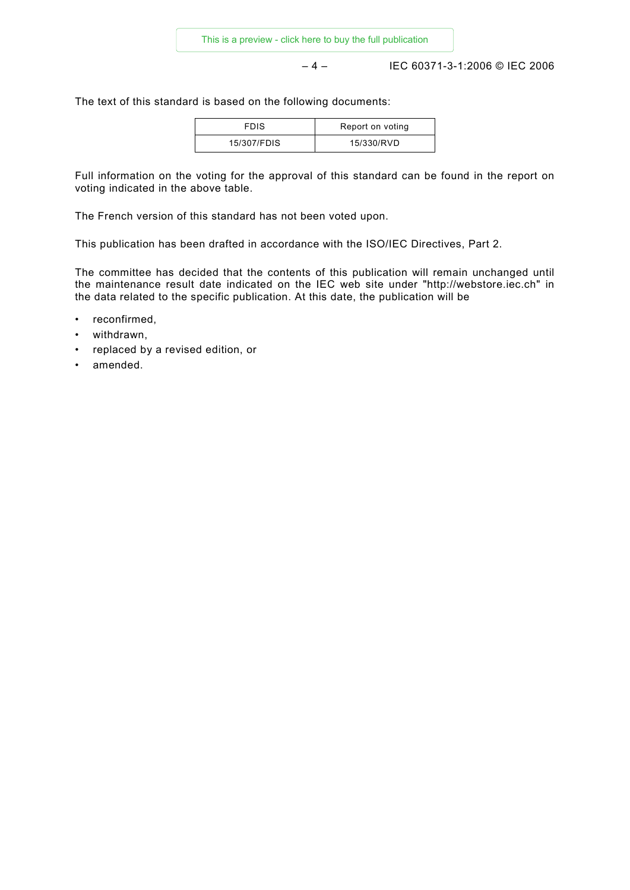The text of this standard is based on the following documents:

| FDIS | Report on voting |
| --- | --- |
| 15/307/FDIS | 15/330/RVD |

Full information on the voting for the approval of this standard can be found in the report on voting indicated in the above table.

The French version of this standard has not been voted upon.

This publication has been drafted in accordance with the ISO/IEC Directives, Part 2.

The committee has decided that the contents of this publication will remain unchanged until the maintenance result date indicated on the IEC web site under "http://webstore.iec.ch" in the data related to the specific publication. At this date, the publication will be

- reconfirmed,
- withdrawn,
- replaced by a revised edition, or
- amended.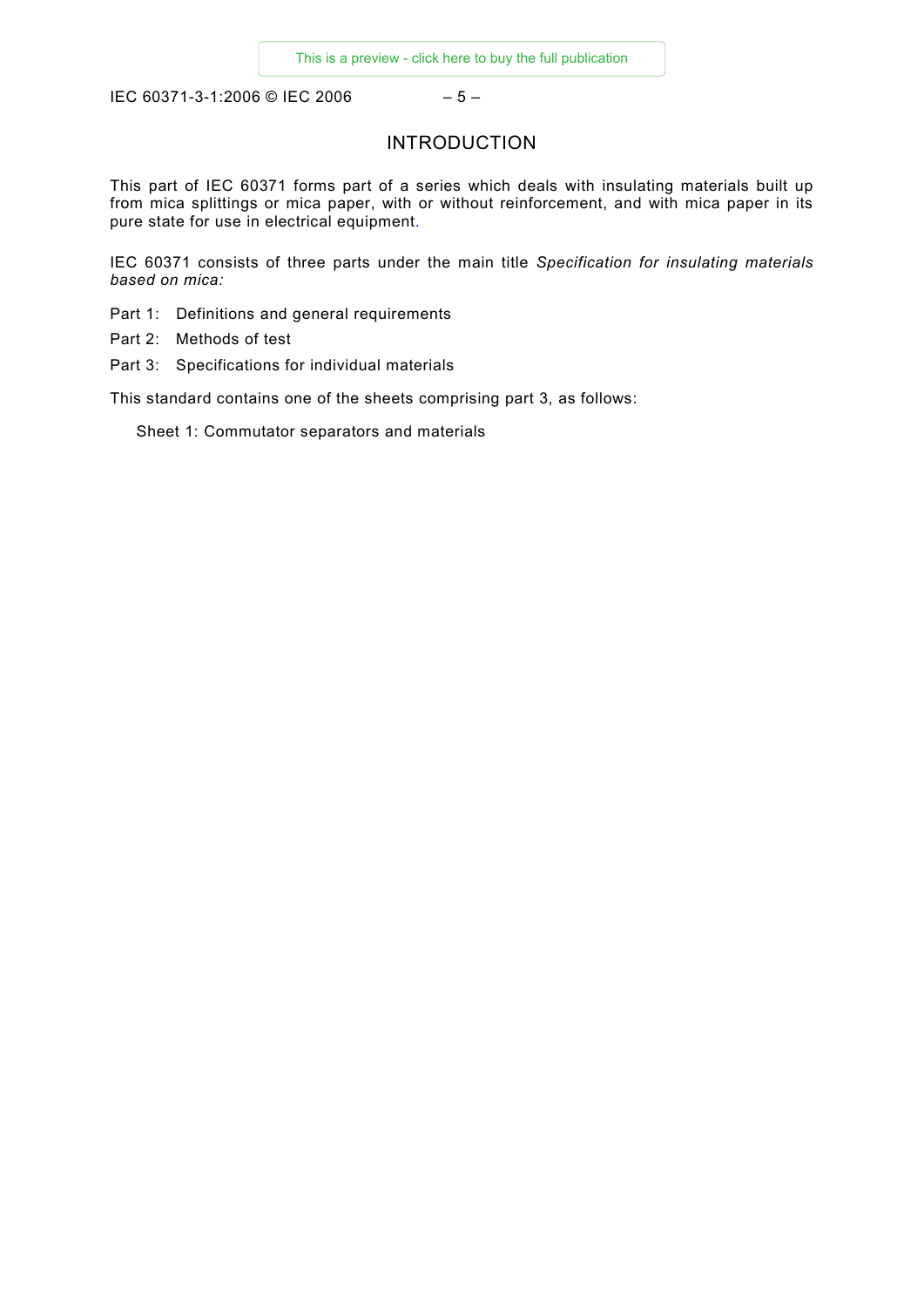# INTRODUCTION

This part of IEC 60371 forms part of a series which deals with insulating materials built up from mica splittings or mica paper, with or without reinforcement, and with mica paper in its pure state for use in electrical equipment.

IEC 60371 consists of three parts under the main title *Specification for insulating materials based on mica:*

Part 1: Definitions and general requirements

Part 2: Methods of test

Part 3: Specifications for individual materials

This standard contains one of the sheets comprising part 3, as follows:

Sheet 1: Commutator separators and materials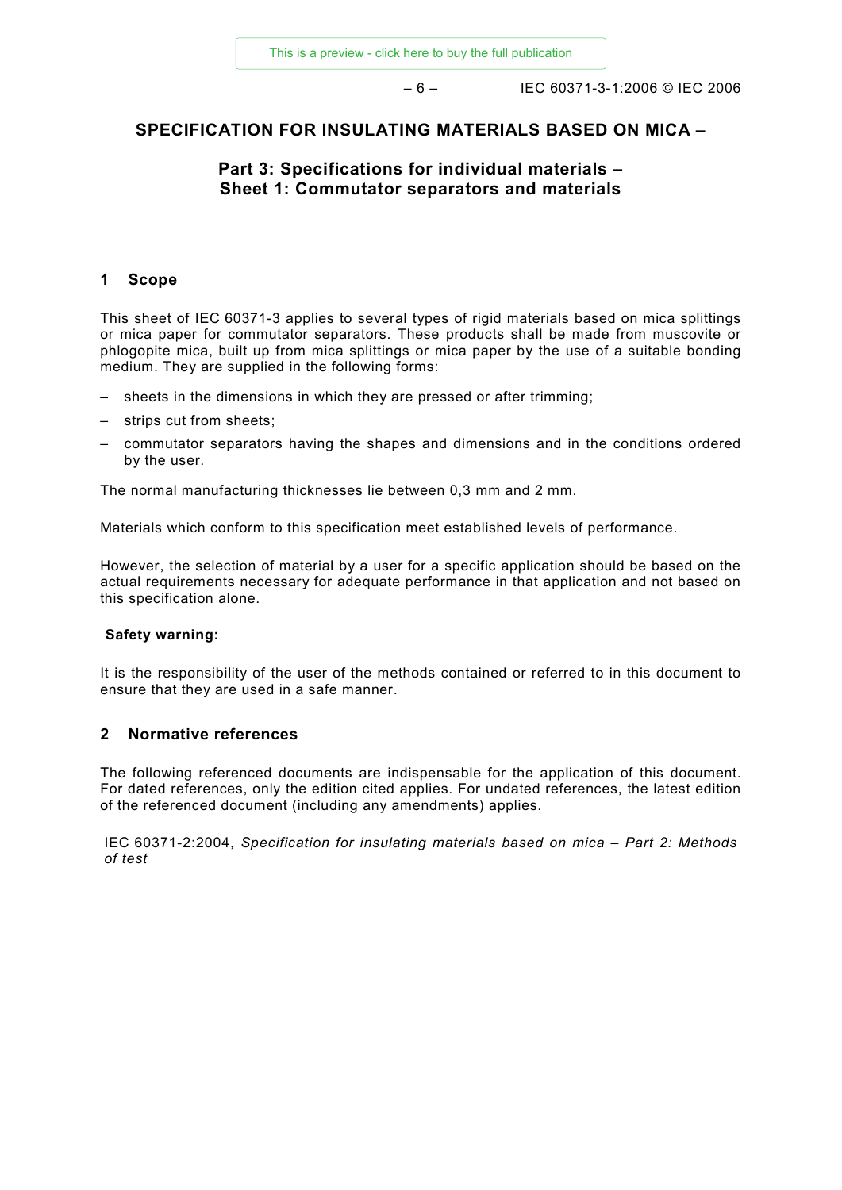# SPECIFICATION FOR INSULATING MATERIALS BASED ON MICA –

## Part 3: Specifications for individual materials – Sheet 1: Commutator separators and materials

## 1 Scope

This sheet of IEC 60371-3 applies to several types of rigid materials based on mica splittings or mica paper for commutator separators. These products shall be made from muscovite or phlogopite mica, built up from mica splittings or mica paper by the use of a suitable bonding medium. They are supplied in the following forms:

– sheets in the dimensions in which they are pressed or after trimming;

– strips cut from sheets;

– commutator separators having the shapes and dimensions and in the conditions ordered by the user.

The normal manufacturing thicknesses lie between 0,3 mm and 2 mm.

Materials which conform to this specification meet established levels of performance.

However, the selection of material by a user for a specific application should be based on the actual requirements necessary for adequate performance in that application and not based on this specification alone.

**Safety warning:**

It is the responsibility of the user of the methods contained or referred to in this document to ensure that they are used in a safe manner.

## 2 Normative references

The following referenced documents are indispensable for the application of this document. For dated references, only the edition cited applies. For undated references, the latest edition of the referenced document (including any amendments) applies.

IEC 60371-2:2004, *Specification for insulating materials based on mica – Part 2: Methods of test*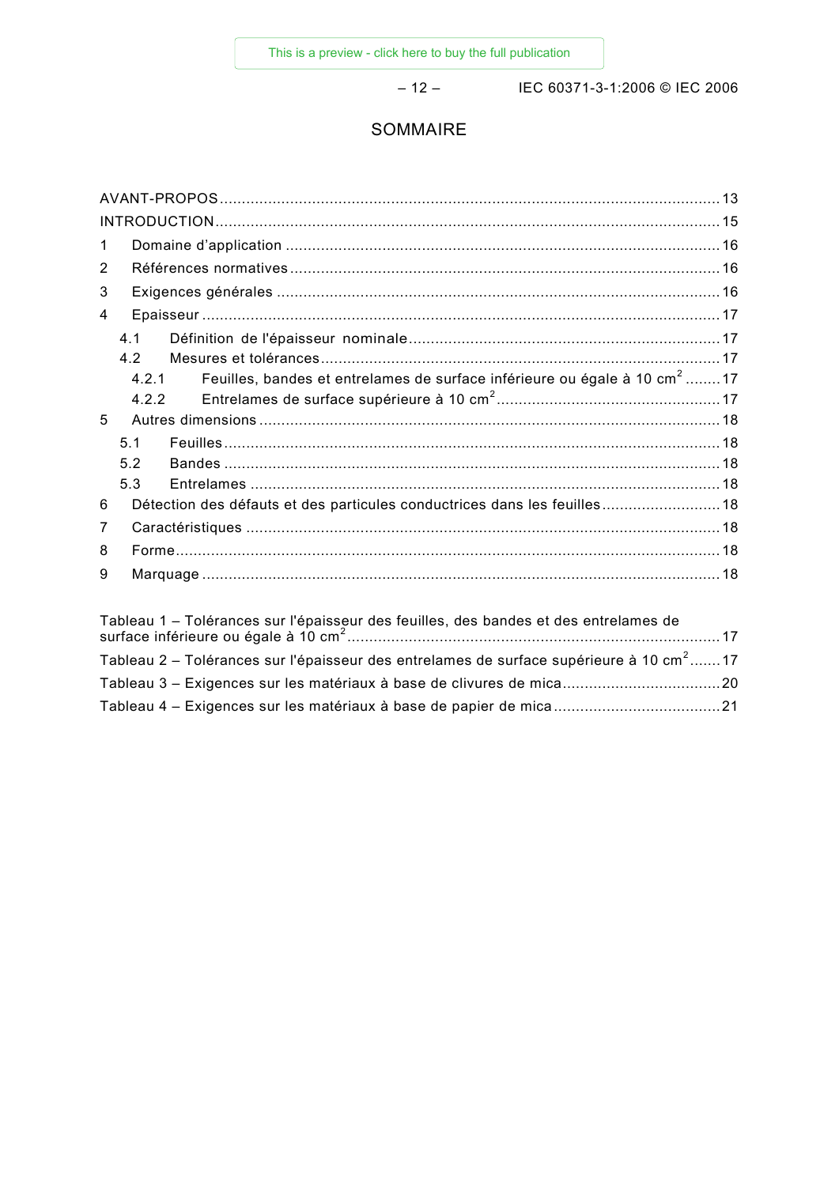# SOMMAIRE

AVANT-PROPOS .......... 13
INTRODUCTION .......... 15
1 Domaine d'application .......... 16
2 Références normatives .......... 16
3 Exigences générales .......... 16
4 Epaisseur .......... 17
 4.1 Définition de l'épaisseur nominale .......... 17
 4.2 Mesures et tolérances .......... 17
  4.2.1 Feuilles, bandes et entrelames de surface inférieure ou égale à 10 $cm^2$ .......... 17
  4.2.2 Entrelames de surface supérieure à 10 $cm^2$ .......... 17
5 Autres dimensions .......... 18
 5.1 Feuilles .......... 18
 5.2 Bandes .......... 18
 5.3 Entrelames .......... 18
6 Détection des défauts et des particules conductrices dans les feuilles .......... 18
7 Caractéristiques .......... 18
8 Forme .......... 18
9 Marquage .......... 18

Tableau 1 – Tolérances sur l'épaisseur des feuilles, des bandes et des entrelames de surface inférieure ou égale à 10 $cm^2$ .......... 17
Tableau 2 – Tolérances sur l'épaisseur des entrelames de surface supérieure à 10 $cm^2$ .......... 17
Tableau 3 – Exigences sur les matériaux à base de clivures de mica .......... 20
Tableau 4 – Exigences sur les matériaux à base de papier de mica .......... 21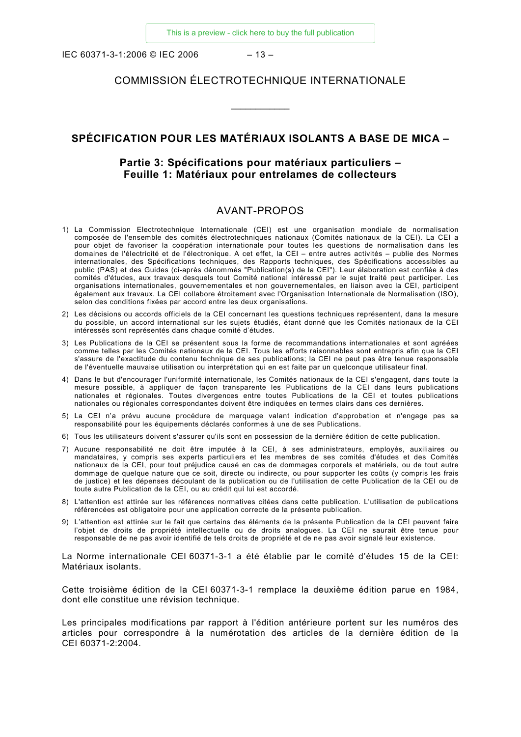COMMISSION ÉLECTROTECHNIQUE INTERNATIONALE

___________

# SPÉCIFICATION POUR LES MATÉRIAUX ISOLANTS A BASE DE MICA –

## Partie 3: Spécifications pour matériaux particuliers – Feuille 1: Matériaux pour entrelames de collecteurs

## AVANT-PROPOS

1) La Commission Electrotechnique Internationale (CEI) est une organisation mondiale de normalisation composée de l'ensemble des comités électrotechniques nationaux (Comités nationaux de la CEI). La CEI a pour objet de favoriser la coopération internationale pour toutes les questions de normalisation dans les domaines de l'électricité et de l'électronique. A cet effet, la CEI – entre autres activités – publie des Normes internationales, des Spécifications techniques, des Rapports techniques, des Spécifications accessibles au public (PAS) et des Guides (ci-après dénommés "Publication(s) de la CEI"). Leur élaboration est confiée à des comités d'études, aux travaux desquels tout Comité national intéressé par le sujet traité peut participer. Les organisations internationales, gouvernementales et non gouvernementales, en liaison avec la CEI, participent également aux travaux. La CEI collabore étroitement avec l'Organisation Internationale de Normalisation (ISO), selon des conditions fixées par accord entre les deux organisations.
2) Les décisions ou accords officiels de la CEI concernant les questions techniques représentent, dans la mesure du possible, un accord international sur les sujets étudiés, étant donné que les Comités nationaux de la CEI intéressés sont représentés dans chaque comité d'études.
3) Les Publications de la CEI se présentent sous la forme de recommandations internationales et sont agréées comme telles par les Comités nationaux de la CEI. Tous les efforts raisonnables sont entrepris afin que la CEI s'assure de l'exactitude du contenu technique de ses publications; la CEI ne peut pas être tenue responsable de l'éventuelle mauvaise utilisation ou interprétation qui en est faite par un quelconque utilisateur final.
4) Dans le but d'encourager l'uniformité internationale, les Comités nationaux de la CEI s'engagent, dans toute la mesure possible, à appliquer de façon transparente les Publications de la CEI dans leurs publications nationales et régionales. Toutes divergences entre toutes Publications de la CEI et toutes publications nationales ou régionales correspondantes doivent être indiquées en termes clairs dans ces dernières.
5) La CEI n'a prévu aucune procédure de marquage valant indication d'approbation et n'engage pas sa responsabilité pour les équipements déclarés conformes à une de ses Publications.
6) Tous les utilisateurs doivent s'assurer qu'ils sont en possession de la dernière édition de cette publication.
7) Aucune responsabilité ne doit être imputée à la CEI, à ses administrateurs, employés, auxiliaires ou mandataires, y compris ses experts particuliers et les membres de ses comités d'études et des Comités nationaux de la CEI, pour tout préjudice causé en cas de dommages corporels et matériels, ou de tout autre dommage de quelque nature que ce soit, directe ou indirecte, ou pour supporter les coûts (y compris les frais de justice) et les dépenses découlant de la publication ou de l'utilisation de cette Publication de la CEI ou de toute autre Publication de la CEI, ou au crédit qui lui est accordé.
8) L'attention est attirée sur les références normatives citées dans cette publication. L'utilisation de publications référencées est obligatoire pour une application correcte de la présente publication.
9) L'attention est attirée sur le fait que certains des éléments de la présente Publication de la CEI peuvent faire l'objet de droits de propriété intellectuelle ou de droits analogues. La CEI ne saurait être tenue pour responsable de ne pas avoir identifié de tels droits de propriété et de ne pas avoir signalé leur existence.

La Norme internationale CEI 60371-3-1 a été établie par le comité d'études 15 de la CEI: Matériaux isolants.

Cette troisième édition de la CEI 60371-3-1 remplace la deuxième édition parue en 1984, dont elle constitue une révision technique.

Les principales modifications par rapport à l'édition antérieure portent sur les numéros des articles pour correspondre à la numérotation des articles de la dernière édition de la CEI 60371-2:2004.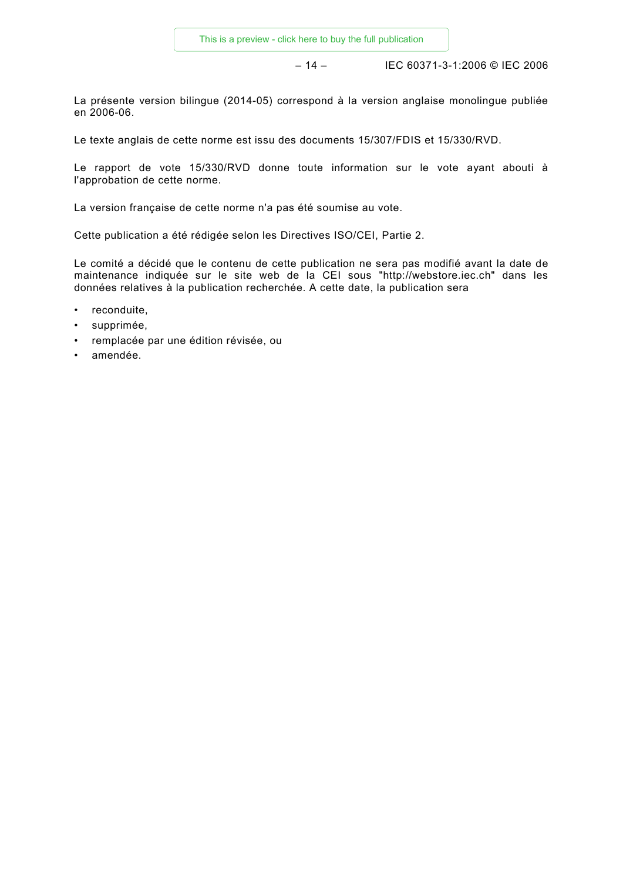La présente version bilingue (2014-05) correspond à la version anglaise monolingue publiée en 2006-06.

Le texte anglais de cette norme est issu des documents 15/307/FDIS et 15/330/RVD.

Le rapport de vote 15/330/RVD donne toute information sur le vote ayant abouti à l'approbation de cette norme.

La version française de cette norme n'a pas été soumise au vote.

Cette publication a été rédigée selon les Directives ISO/CEI, Partie 2.

Le comité a décidé que le contenu de cette publication ne sera pas modifié avant la date de maintenance indiquée sur le site web de la CEI sous "http://webstore.iec.ch" dans les données relatives à la publication recherchée. A cette date, la publication sera

- reconduite,
- supprimée,
- remplacée par une édition révisée, ou
- amendée.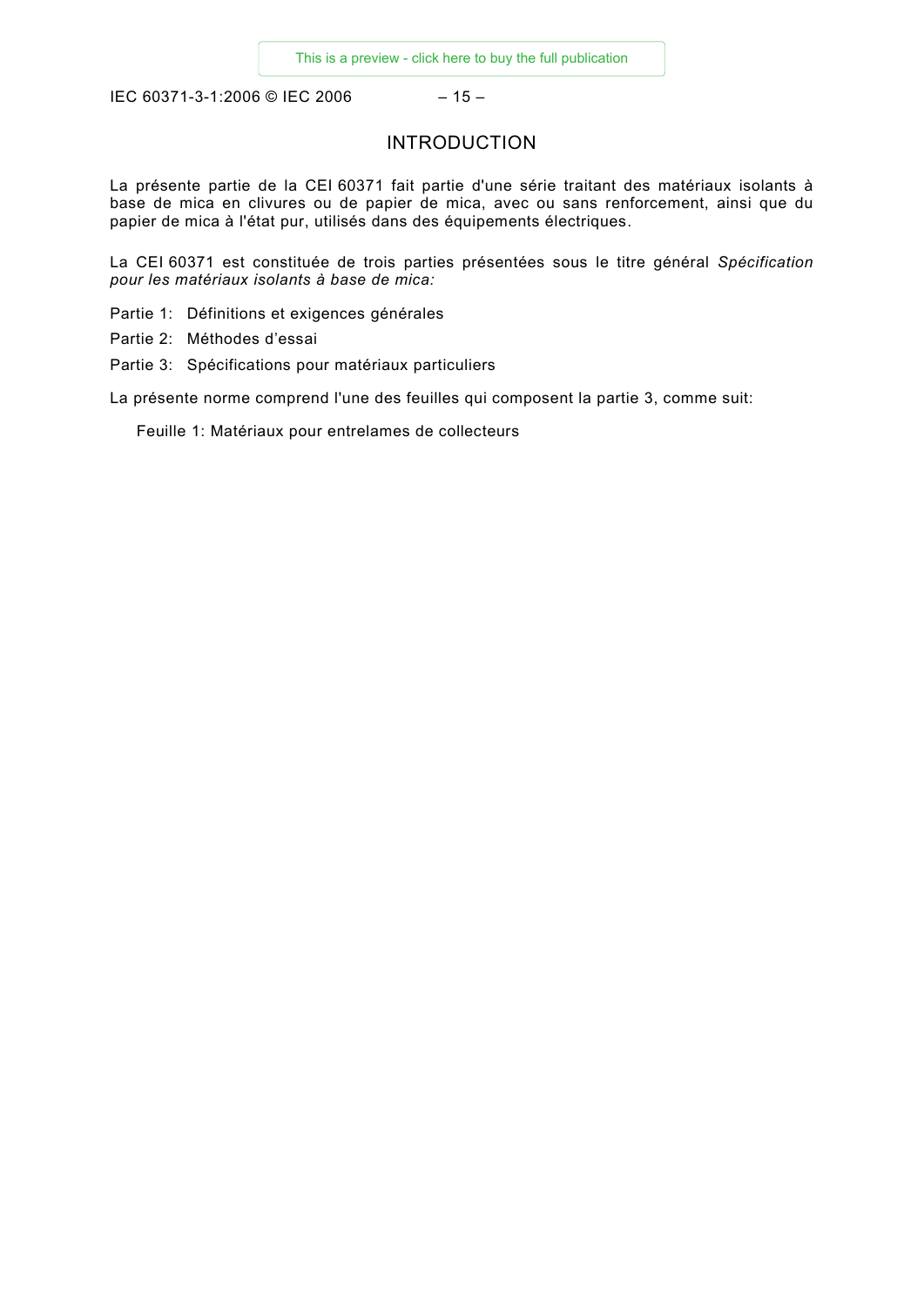# INTRODUCTION

La présente partie de la CEI 60371 fait partie d'une série traitant des matériaux isolants à base de mica en clivures ou de papier de mica, avec ou sans renforcement, ainsi que du papier de mica à l'état pur, utilisés dans des équipements électriques.

La CEI 60371 est constituée de trois parties présentées sous le titre général *Spécification pour les matériaux isolants à base de mica:*

Partie 1: Définitions et exigences générales

Partie 2: Méthodes d'essai

Partie 3: Spécifications pour matériaux particuliers

La présente norme comprend l'une des feuilles qui composent la partie 3, comme suit:

Feuille 1: Matériaux pour entrelames de collecteurs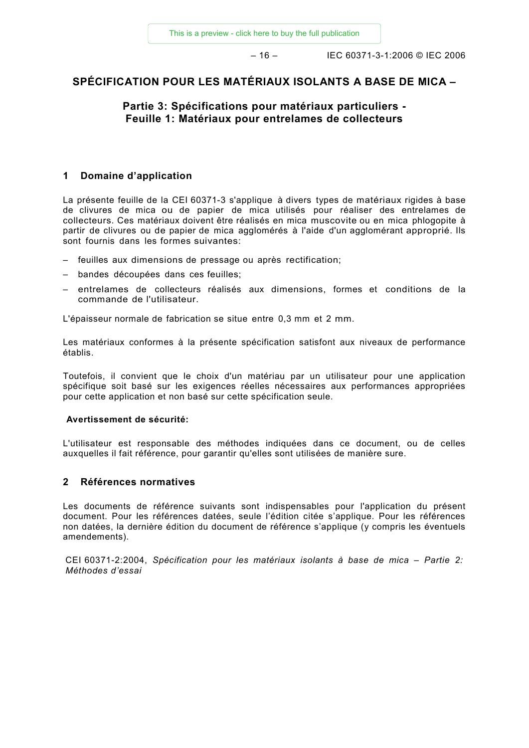# SPÉCIFICATION POUR LES MATÉRIAUX ISOLANTS A BASE DE MICA –

## Partie 3: Spécifications pour matériaux particuliers - Feuille 1: Matériaux pour entrelames de collecteurs

### 1 Domaine d'application

La présente feuille de la CEI 60371-3 s'applique à divers types de matériaux rigides à base de clivures de mica ou de papier de mica utilisés pour réaliser des entrelames de collecteurs. Ces matériaux doivent être réalisés en mica muscovite ou en mica phlogopite à partir de clivures ou de papier de mica agglomérés à l'aide d'un agglomérant approprié. Ils sont fournis dans les formes suivantes:

- feuilles aux dimensions de pressage ou après rectification;
- bandes découpées dans ces feuilles;
- entrelames de collecteurs réalisés aux dimensions, formes et conditions de la commande de l'utilisateur.

L'épaisseur normale de fabrication se situe entre 0,3 mm et 2 mm.

Les matériaux conformes à la présente spécification satisfont aux niveaux de performance établis.

Toutefois, il convient que le choix d'un matériau par un utilisateur pour une application spécifique soit basé sur les exigences réelles nécessaires aux performances appropriées pour cette application et non basé sur cette spécification seule.

**Avertissement de sécurité:**

L'utilisateur est responsable des méthodes indiquées dans ce document, ou de celles auxquelles il fait référence, pour garantir qu'elles sont utilisées de manière sure.

### 2 Références normatives

Les documents de référence suivants sont indispensables pour l'application du présent document. Pour les références datées, seule l'édition citée s'applique. Pour les références non datées, la dernière édition du document de référence s'applique (y compris les éventuels amendements).

CEI 60371-2:2004, *Spécification pour les matériaux isolants à base de mica – Partie 2: Méthodes d'essai*